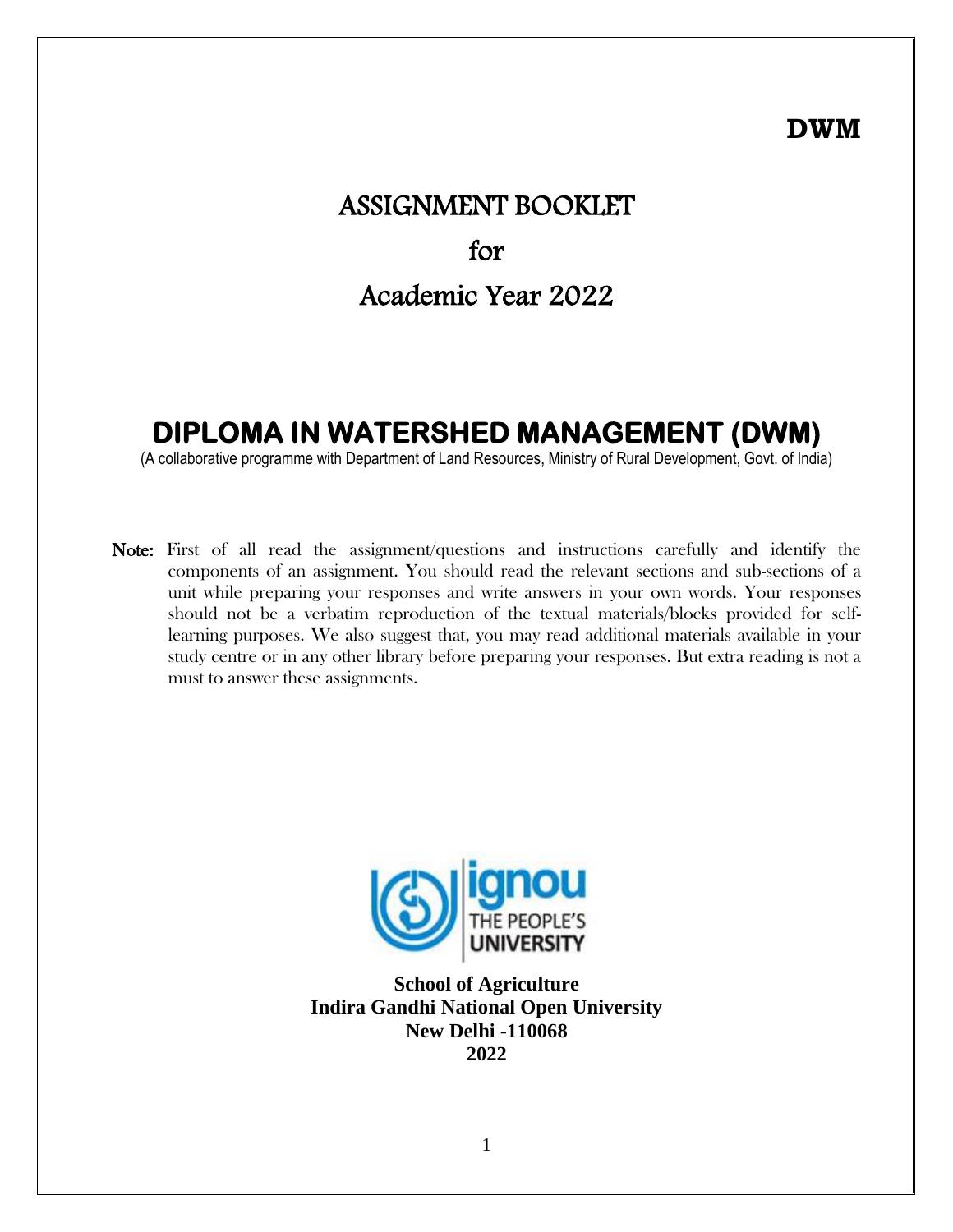**DWM**

# ASSIGNMENT BOOKLET

# for

# Academic Year 2022

# DIPLOMA IN WATERSHED MANAGEMENT (DWM)

(A collaborative programme with Department of Land Resources, Ministry of Rural Development, Govt. of India)

**Note:** First of all read the assignment/questions and instructions carefully and identify the components of an assignment. You should read the relevant sections and sub-sections of a unit while preparing your responses and write answers in your own words. Your responses should not be a verbatim reproduction of the textual materials/blocks provided for self-learning purposes. We also suggest that, you may read additional materials available in your study centre or in any other library before preparing your responses. But extra reading is not a must to answer these assignments.

ignou
THE PEOPLE'S
UNIVERSITY

**School of Agriculture**
**Indira Gandhi National Open University**
**New Delhi -110068**
**2022**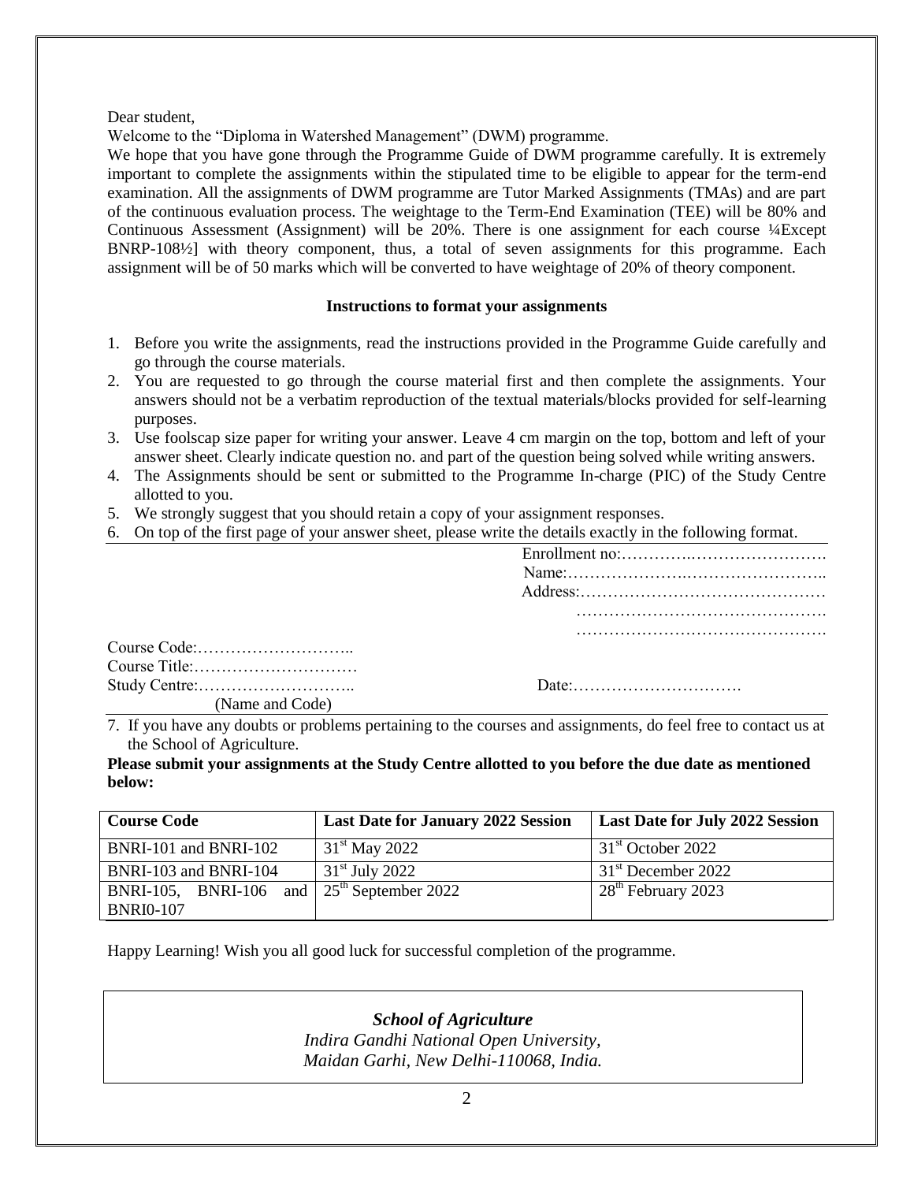Dear student,

Welcome to the "Diploma in Watershed Management" (DWM) programme.

We hope that you have gone through the Programme Guide of DWM programme carefully. It is extremely important to complete the assignments within the stipulated time to be eligible to appear for the term-end examination. All the assignments of DWM programme are Tutor Marked Assignments (TMAs) and are part of the continuous evaluation process. The weightage to the Term-End Examination (TEE) will be 80% and Continuous Assessment (Assignment) will be 20%. There is one assignment for each course ¼Except BNRP-108½] with theory component, thus, a total of seven assignments for this programme. Each assignment will be of 50 marks which will be converted to have weightage of 20% of theory component.

**Instructions to format your assignments**

1. Before you write the assignments, read the instructions provided in the Programme Guide carefully and go through the course materials.
2. You are requested to go through the course material first and then complete the assignments. Your answers should not be a verbatim reproduction of the textual materials/blocks provided for self-learning purposes.
3. Use foolscap size paper for writing your answer. Leave 4 cm margin on the top, bottom and left of your answer sheet. Clearly indicate question no. and part of the question being solved while writing answers.
4. The Assignments should be sent or submitted to the Programme In-charge (PIC) of the Study Centre allotted to you.
5. We strongly suggest that you should retain a copy of your assignment responses.
6. On top of the first page of your answer sheet, please write the details exactly in the following format.

Enrollment no:……………………………………
Name:…………………………………………..
Address:………………………………………
……………………………………….
……………………………………….

Course Code:………………………..
Course Title:…………………………
Study Centre:……………………….. Date:………………………….
(Name and Code)

7. If you have any doubts or problems pertaining to the courses and assignments, do feel free to contact us at the School of Agriculture.

**Please submit your assignments at the Study Centre allotted to you before the due date as mentioned below:**

| Course Code | Last Date for January 2022 Session | Last Date for July 2022 Session |
|---|---|---|
| BNRI-101 and BNRI-102 | 31st May 2022 | 31st October 2022 |
| BNRI-103 and BNRI-104 | 31st July 2022 | 31st December 2022 |
| BNRI-105, BNRI-106 and BNRI0-107 | 25th September 2022 | 28th February 2023 |

Happy Learning! Wish you all good luck for successful completion of the programme.

***School of Agriculture***
*Indira Gandhi National Open University,*
*Maidan Garhi, New Delhi-110068, India.*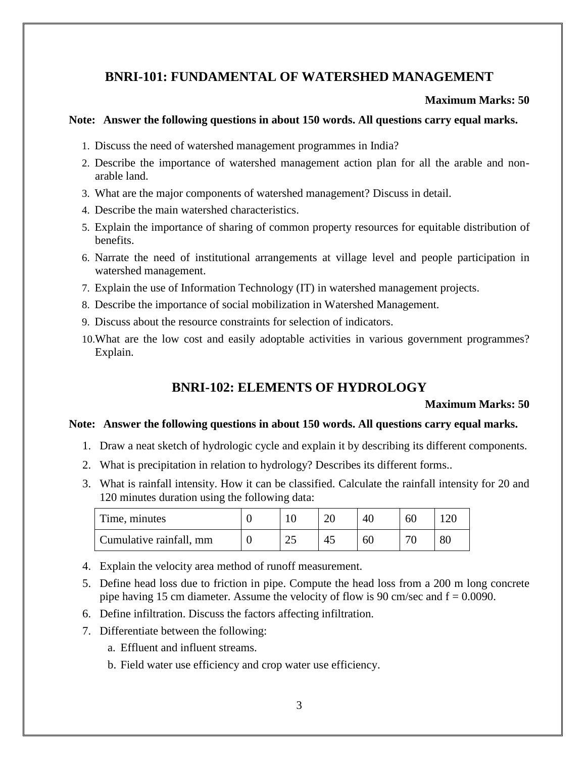## BNRI-101: FUNDAMENTAL OF WATERSHED MANAGEMENT

**Maximum Marks: 50**

**Note: Answer the following questions in about 150 words. All questions carry equal marks.**

1. Discuss the need of watershed management programmes in India?
2. Describe the importance of watershed management action plan for all the arable and non-arable land.
3. What are the major components of watershed management? Discuss in detail.
4. Describe the main watershed characteristics.
5. Explain the importance of sharing of common property resources for equitable distribution of benefits.
6. Narrate the need of institutional arrangements at village level and people participation in watershed management.
7. Explain the use of Information Technology (IT) in watershed management projects.
8. Describe the importance of social mobilization in Watershed Management.
9. Discuss about the resource constraints for selection of indicators.
10. What are the low cost and easily adoptable activities in various government programmes? Explain.

## BNRI-102: ELEMENTS OF HYDROLOGY

**Maximum Marks: 50**

**Note: Answer the following questions in about 150 words. All questions carry equal marks.**

1. Draw a neat sketch of hydrologic cycle and explain it by describing its different components.
2. What is precipitation in relation to hydrology? Describes its different forms..
3. What is rainfall intensity. How it can be classified. Calculate the rainfall intensity for 20 and 120 minutes duration using the following data:

| Time, minutes | 0 | 10 | 20 | 40 | 60 | 120 |
|---|---|---|---|---|---|---|
| Cumulative rainfall, mm | 0 | 25 | 45 | 60 | 70 | 80 |

4. Explain the velocity area method of runoff measurement.
5. Define head loss due to friction in pipe. Compute the head loss from a 200 m long concrete pipe having 15 cm diameter. Assume the velocity of flow is 90 cm/sec and f = 0.0090.
6. Define infiltration. Discuss the factors affecting infiltration.
7. Differentiate between the following:
   a. Effluent and influent streams.
   b. Field water use efficiency and crop water use efficiency.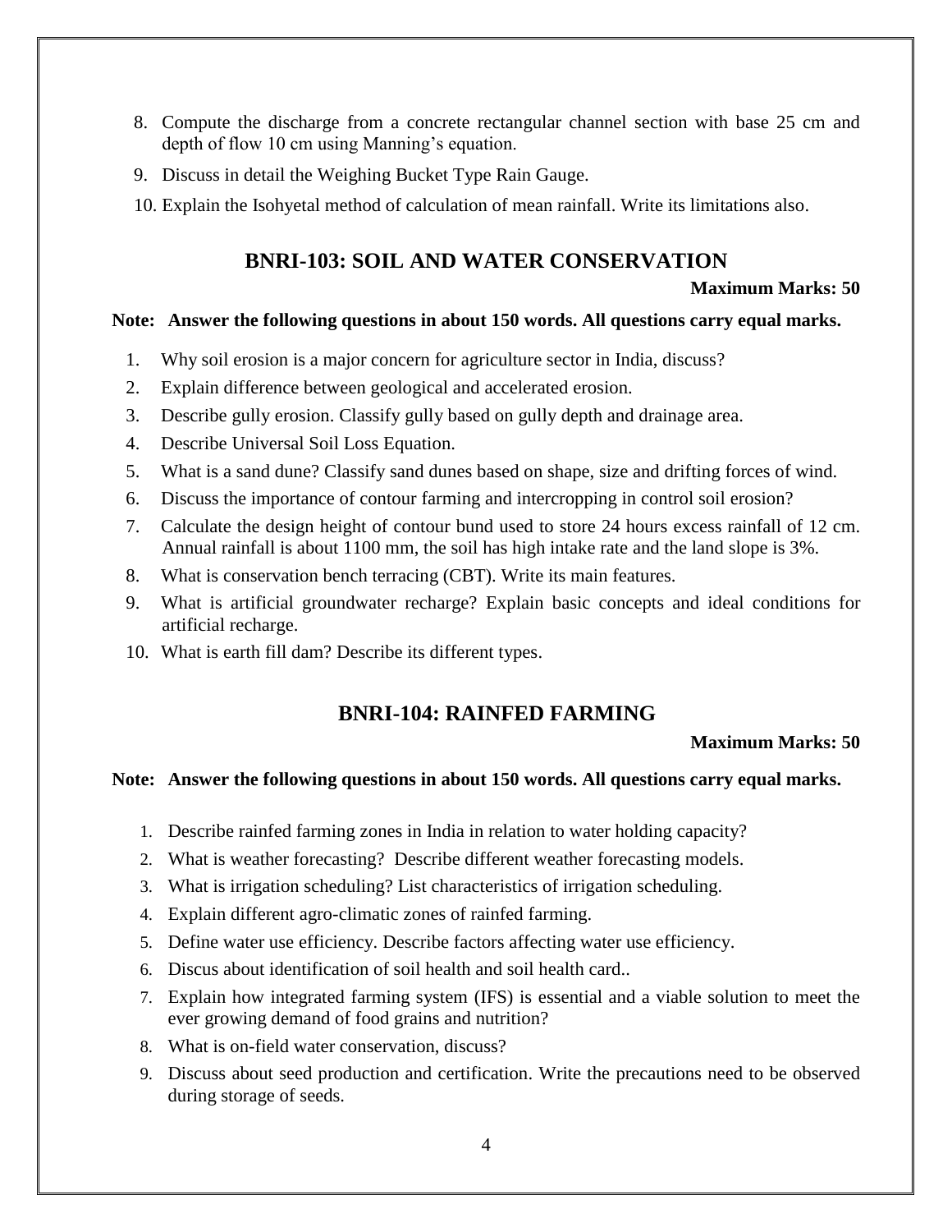8. Compute the discharge from a concrete rectangular channel section with base 25 cm and depth of flow 10 cm using Manning's equation.
9. Discuss in detail the Weighing Bucket Type Rain Gauge.
10. Explain the Isohyetal method of calculation of mean rainfall. Write its limitations also.

## BNRI-103: SOIL AND WATER CONSERVATION

**Maximum Marks: 50**

**Note: Answer the following questions in about 150 words. All questions carry equal marks.**

1. Why soil erosion is a major concern for agriculture sector in India, discuss?
2. Explain difference between geological and accelerated erosion.
3. Describe gully erosion. Classify gully based on gully depth and drainage area.
4. Describe Universal Soil Loss Equation.
5. What is a sand dune? Classify sand dunes based on shape, size and drifting forces of wind.
6. Discuss the importance of contour farming and intercropping in control soil erosion?
7. Calculate the design height of contour bund used to store 24 hours excess rainfall of 12 cm. Annual rainfall is about 1100 mm, the soil has high intake rate and the land slope is 3%.
8. What is conservation bench terracing (CBT). Write its main features.
9. What is artificial groundwater recharge? Explain basic concepts and ideal conditions for artificial recharge.
10. What is earth fill dam? Describe its different types.

## BNRI-104: RAINFED FARMING

**Maximum Marks: 50**

**Note: Answer the following questions in about 150 words. All questions carry equal marks.**

1. Describe rainfed farming zones in India in relation to water holding capacity?
2. What is weather forecasting? Describe different weather forecasting models.
3. What is irrigation scheduling? List characteristics of irrigation scheduling.
4. Explain different agro-climatic zones of rainfed farming.
5. Define water use efficiency. Describe factors affecting water use efficiency.
6. Discus about identification of soil health and soil health card..
7. Explain how integrated farming system (IFS) is essential and a viable solution to meet the ever growing demand of food grains and nutrition?
8. What is on-field water conservation, discuss?
9. Discuss about seed production and certification. Write the precautions need to be observed during storage of seeds.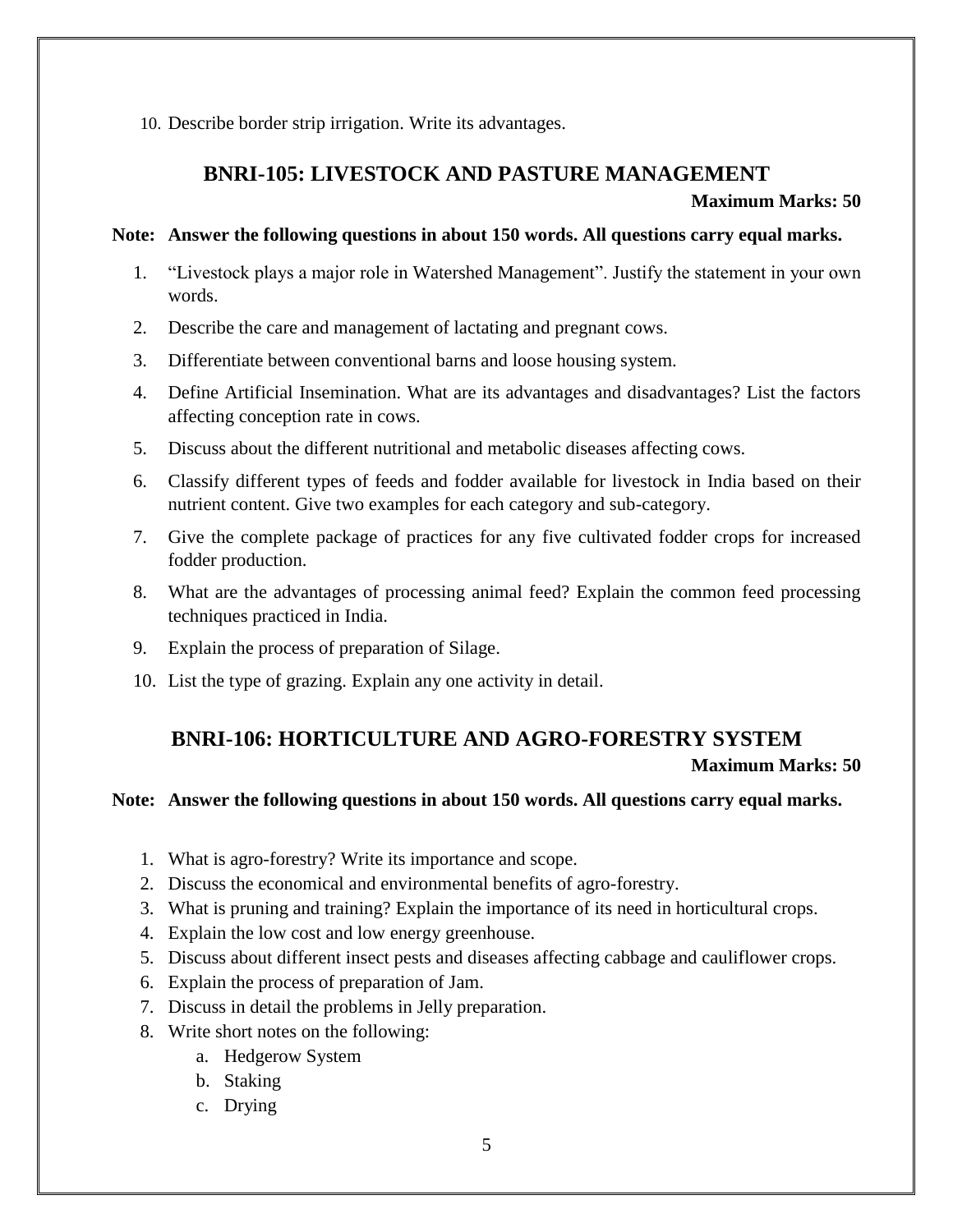10. Describe border strip irrigation. Write its advantages.

## BNRI-105: LIVESTOCK AND PASTURE MANAGEMENT

**Maximum Marks: 50**

**Note: Answer the following questions in about 150 words. All questions carry equal marks.**

1. "Livestock plays a major role in Watershed Management". Justify the statement in your own words.
2. Describe the care and management of lactating and pregnant cows.
3. Differentiate between conventional barns and loose housing system.
4. Define Artificial Insemination. What are its advantages and disadvantages? List the factors affecting conception rate in cows.
5. Discuss about the different nutritional and metabolic diseases affecting cows.
6. Classify different types of feeds and fodder available for livestock in India based on their nutrient content. Give two examples for each category and sub-category.
7. Give the complete package of practices for any five cultivated fodder crops for increased fodder production.
8. What are the advantages of processing animal feed? Explain the common feed processing techniques practiced in India.
9. Explain the process of preparation of Silage.
10. List the type of grazing. Explain any one activity in detail.

## BNRI-106: HORTICULTURE AND AGRO-FORESTRY SYSTEM

**Maximum Marks: 50**

**Note: Answer the following questions in about 150 words. All questions carry equal marks.**

1. What is agro-forestry? Write its importance and scope.
2. Discuss the economical and environmental benefits of agro-forestry.
3. What is pruning and training? Explain the importance of its need in horticultural crops.
4. Explain the low cost and low energy greenhouse.
5. Discuss about different insect pests and diseases affecting cabbage and cauliflower crops.
6. Explain the process of preparation of Jam.
7. Discuss in detail the problems in Jelly preparation.
8. Write short notes on the following:
   a. Hedgerow System
   b. Staking
   c. Drying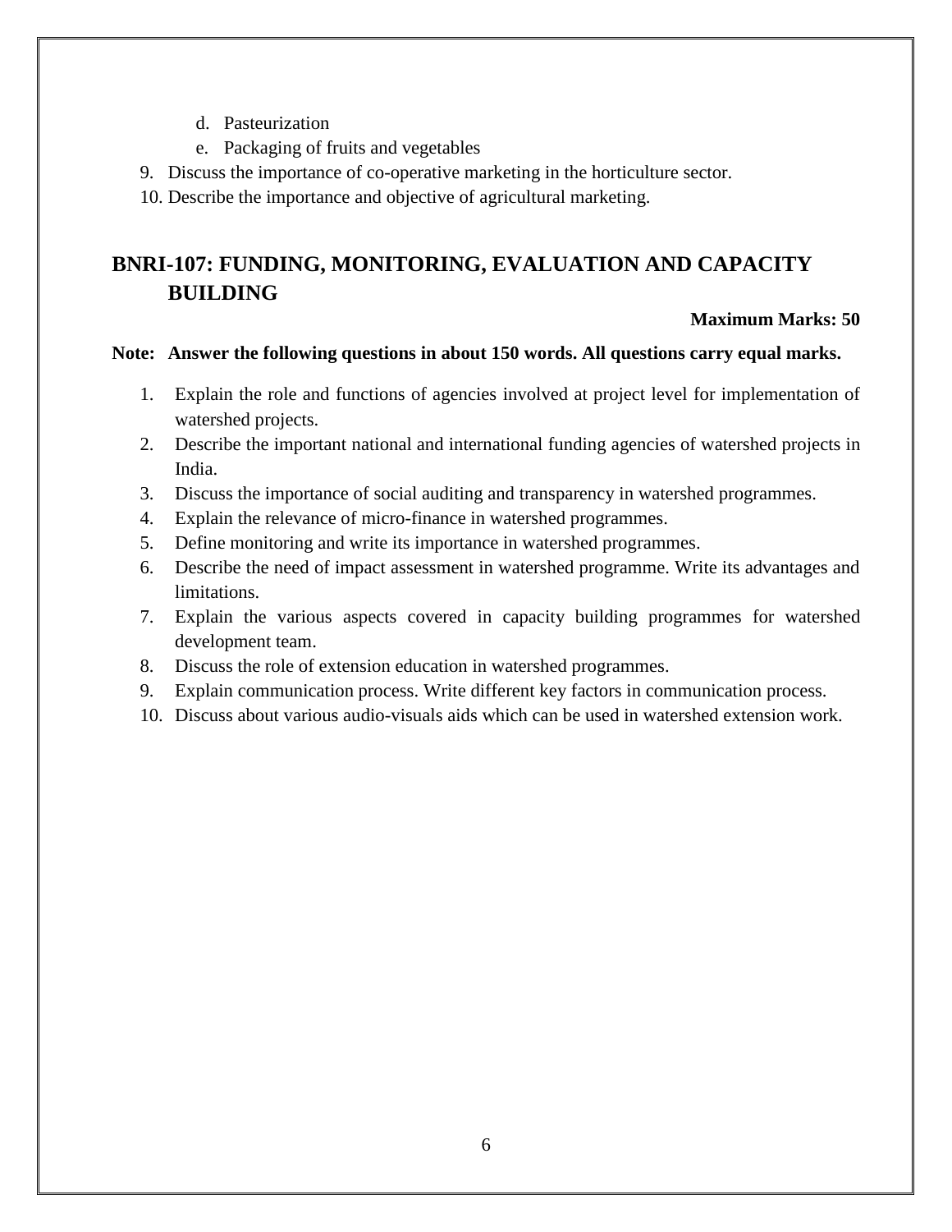d. Pasteurization
   e. Packaging of fruits and vegetables
9. Discuss the importance of co-operative marketing in the horticulture sector.
10. Describe the importance and objective of agricultural marketing.

## BNRI-107: FUNDING, MONITORING, EVALUATION AND CAPACITY BUILDING

**Maximum Marks: 50**

**Note: Answer the following questions in about 150 words. All questions carry equal marks.**

1. Explain the role and functions of agencies involved at project level for implementation of watershed projects.
2. Describe the important national and international funding agencies of watershed projects in India.
3. Discuss the importance of social auditing and transparency in watershed programmes.
4. Explain the relevance of micro-finance in watershed programmes.
5. Define monitoring and write its importance in watershed programmes.
6. Describe the need of impact assessment in watershed programme. Write its advantages and limitations.
7. Explain the various aspects covered in capacity building programmes for watershed development team.
8. Discuss the role of extension education in watershed programmes.
9. Explain communication process. Write different key factors in communication process.
10. Discuss about various audio-visuals aids which can be used in watershed extension work.